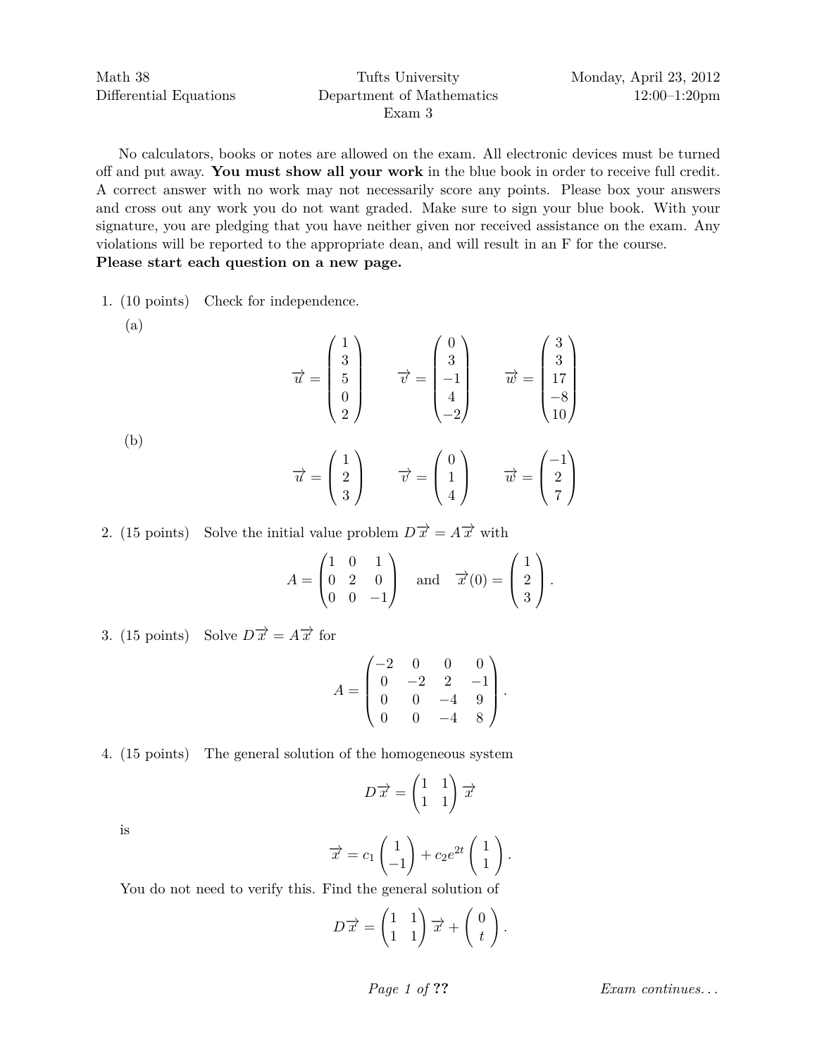Math 38
Differential Equations

Tufts University
Department of Mathematics
Exam 3

Monday, April 23, 2012
12:00–1:20pm

No calculators, books or notes are allowed on the exam. All electronic devices must be turned off and put away. **You must show all your work** in the blue book in order to receive full credit. A correct answer with no work may not necessarily score any points. Please box your answers and cross out any work you do not want graded. Make sure to sign your blue book. With your signature, you are pledging that you have neither given nor received assistance on the exam. Any violations will be reported to the appropriate dean, and will result in an F for the course.
**Please start each question on a new page.**

1. (10 points) Check for independence.

   (a)
   $$\vec{u} = \begin{pmatrix} 1 \\ 3 \\ 5 \\ 0 \\ 2 \end{pmatrix} \qquad \vec{v} = \begin{pmatrix} 0 \\ 3 \\ -1 \\ 4 \\ -2 \end{pmatrix} \qquad \vec{w} = \begin{pmatrix} 3 \\ 3 \\ 17 \\ -8 \\ 10 \end{pmatrix}$$

   (b)
   $$\vec{u} = \begin{pmatrix} 1 \\ 2 \\ 3 \end{pmatrix} \qquad \vec{v} = \begin{pmatrix} 0 \\ 1 \\ 4 \end{pmatrix} \qquad \vec{w} = \begin{pmatrix} -1 \\ 2 \\ 7 \end{pmatrix}$$

2. (15 points) Solve the initial value problem $D\vec{x} = A\vec{x}$ with
   $$A = \begin{pmatrix} 1 & 0 & 1 \\ 0 & 2 & 0 \\ 0 & 0 & -1 \end{pmatrix} \quad \text{and} \quad \vec{x}(0) = \begin{pmatrix} 1 \\ 2 \\ 3 \end{pmatrix}.$$

3. (15 points) Solve $D\vec{x} = A\vec{x}$ for
   $$A = \begin{pmatrix} -2 & 0 & 0 & 0 \\ 0 & -2 & 2 & -1 \\ 0 & 0 & -4 & 9 \\ 0 & 0 & -4 & 8 \end{pmatrix}.$$

4. (15 points) The general solution of the homogeneous system
   $$D\vec{x} = \begin{pmatrix} 1 & 1 \\ 1 & 1 \end{pmatrix} \vec{x}$$
   is
   $$\vec{x} = c_1 \begin{pmatrix} 1 \\ -1 \end{pmatrix} + c_2 e^{2t} \begin{pmatrix} 1 \\ 1 \end{pmatrix}.$$
   You do not need to verify this. Find the general solution of
   $$D\vec{x} = \begin{pmatrix} 1 & 1 \\ 1 & 1 \end{pmatrix} \vec{x} + \begin{pmatrix} 0 \\ t \end{pmatrix}.$$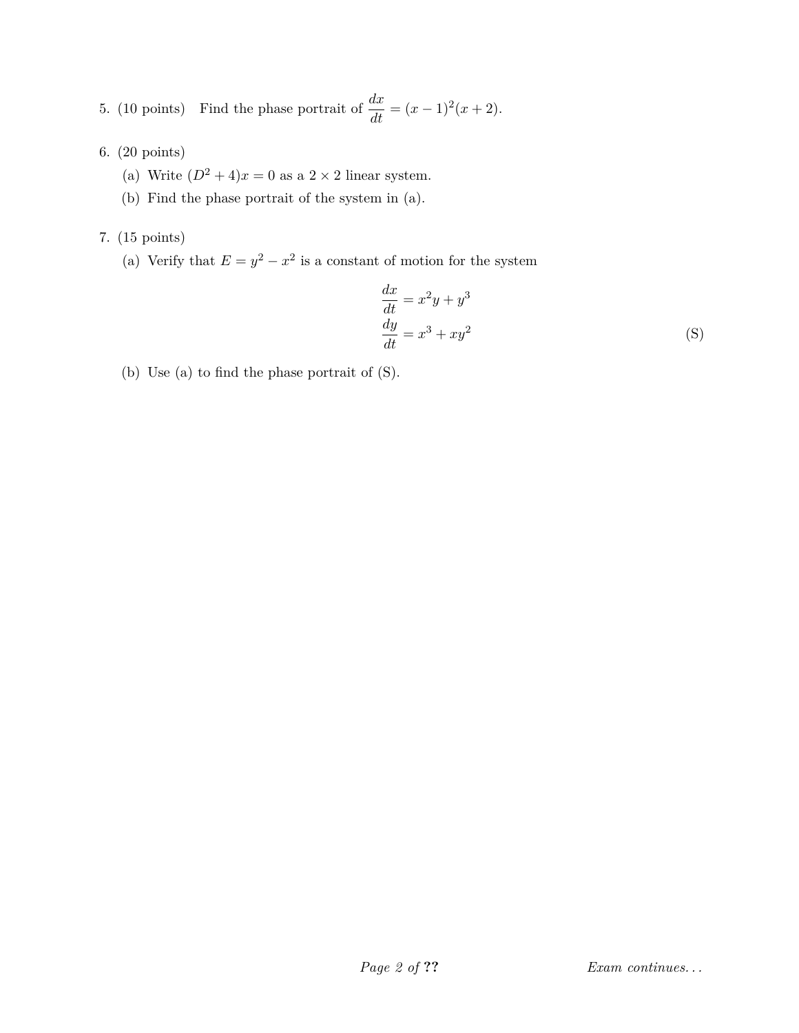5. (10 points) Find the phase portrait of $\dfrac{dx}{dt} = (x-1)^2(x+2)$.

6. (20 points)

   (a) Write $(D^2+4)x = 0$ as a $2 \times 2$ linear system.

   (b) Find the phase portrait of the system in (a).

7. (15 points)

   (a) Verify that $E = y^2 - x^2$ is a constant of motion for the system

$$
\begin{aligned}
\frac{dx}{dt} &= x^2y + y^3 \\
\frac{dy}{dt} &= x^3 + xy^2
\end{aligned}
\tag{S}
$$

   (b) Use (a) to find the phase portrait of (S).